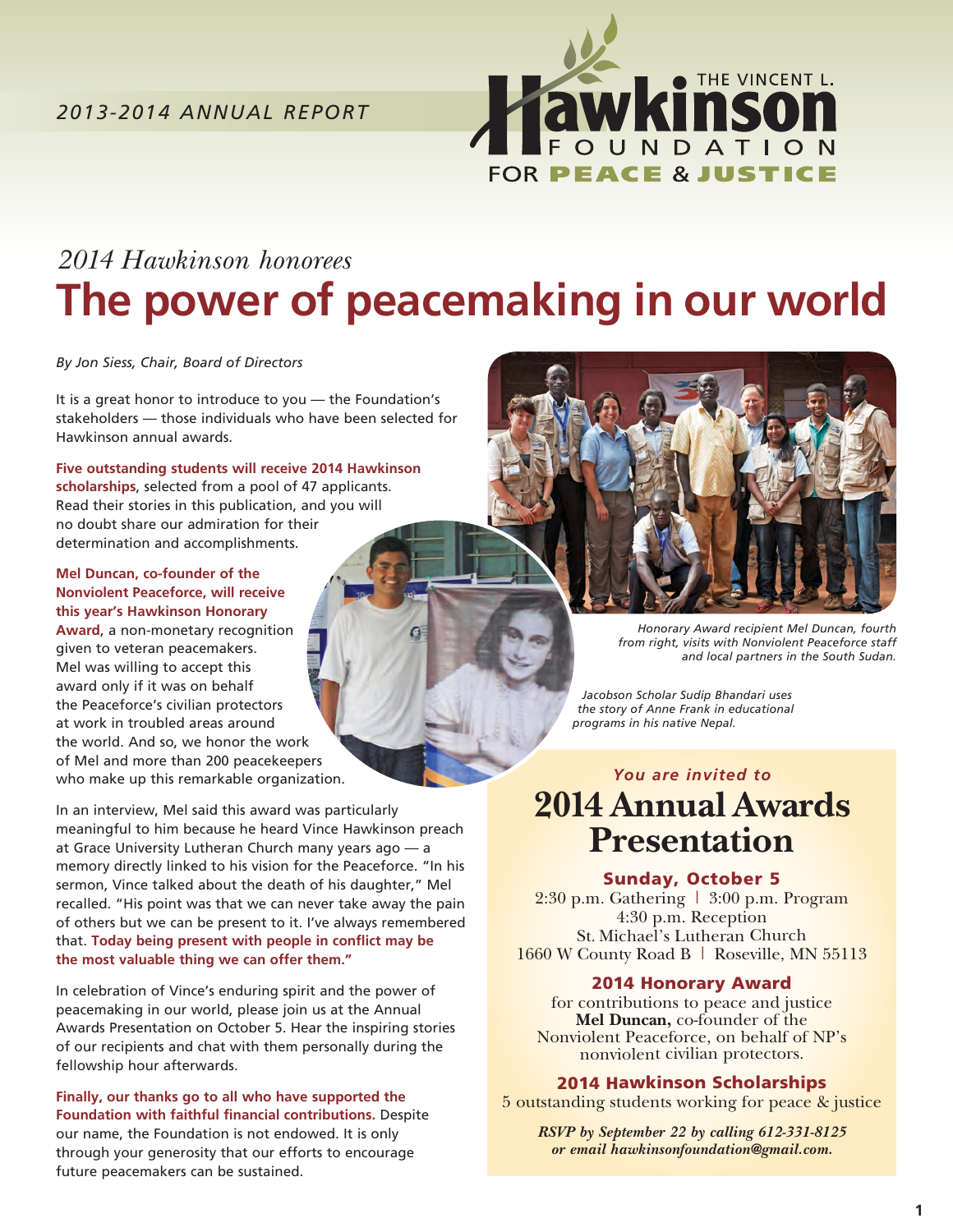*2013-2014 ANNUAL REPORT*

THE VINCENT L. Hawkinson FOUNDATION FOR PEACE & JUSTICE

*2014 Hawkinson honorees*

# The power of peacemaking in our world

*By Jon Siess, Chair, Board of Directors*

It is a great honor to introduce to you — the Foundation's stakeholders — those individuals who have been selected for Hawkinson annual awards.

**Five outstanding students will receive 2014 Hawkinson scholarships**, selected from a pool of 47 applicants. Read their stories in this publication, and you will no doubt share our admiration for their determination and accomplishments.

**Mel Duncan, co-founder of the Nonviolent Peaceforce, will receive this year's Hawkinson Honorary Award**, a non-monetary recognition given to veteran peacemakers. Mel was willing to accept this award only if it was on behalf the Peaceforce's civilian protectors at work in troubled areas around the world. And so, we honor the work of Mel and more than 200 peacekeepers who make up this remarkable organization.

In an interview, Mel said this award was particularly meaningful to him because he heard Vince Hawkinson preach at Grace University Lutheran Church many years ago — a memory directly linked to his vision for the Peaceforce. "In his sermon, Vince talked about the death of his daughter," Mel recalled. "His point was that we can never take away the pain of others but we can be present to it. I've always remembered that. **Today being present with people in conflict may be the most valuable thing we can offer them."**

In celebration of Vince's enduring spirit and the power of peacemaking in our world, please join us at the Annual Awards Presentation on October 5. Hear the inspiring stories of our recipients and chat with them personally during the fellowship hour afterwards.

**Finally, our thanks go to all who have supported the Foundation with faithful financial contributions.** Despite our name, the Foundation is not endowed. It is only through your generosity that our efforts to encourage future peacemakers can be sustained.

*Honorary Award recipient Mel Duncan, fourth from right, visits with Nonviolent Peaceforce staff and local partners in the South Sudan.*

*Jacobson Scholar Sudip Bhandari uses the story of Anne Frank in educational programs in his native Nepal.*

*You are invited to*

## 2014 Annual Awards Presentation

**Sunday, October 5**
2:30 p.m. Gathering | 3:00 p.m. Program
4:30 p.m. Reception
St. Michael's Lutheran Church
1660 W County Road B | Roseville, MN 55113

**2014 Honorary Award**
for contributions to peace and justice
**Mel Duncan,** co-founder of the Nonviolent Peaceforce, on behalf of NP's nonviolent civilian protectors.

**2014 Hawkinson Scholarships**
5 outstanding students working for peace & justice

***RSVP by September 22 by calling 612-331-8125 or email hawkinsonfoundation@gmail.com.***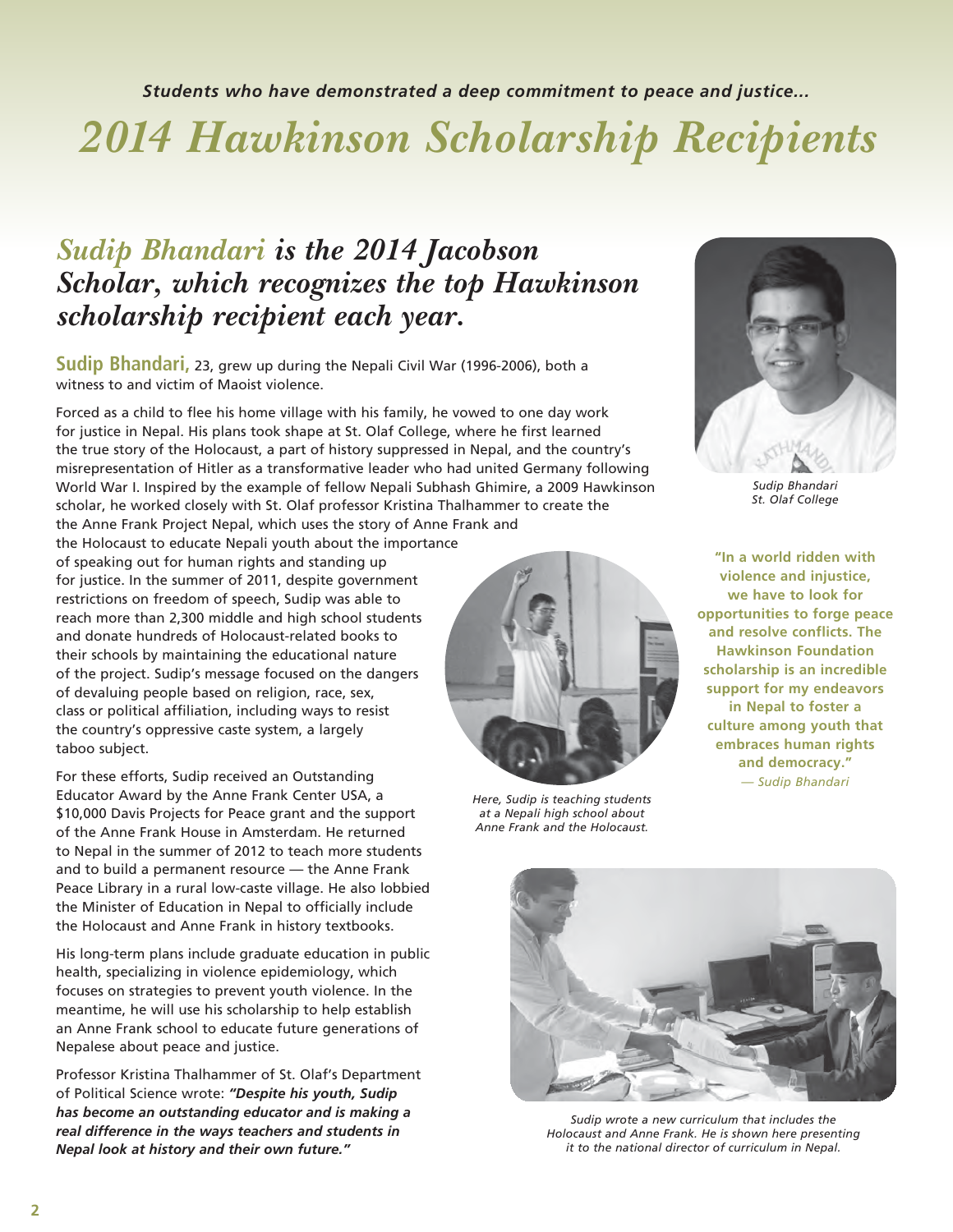*Students who have demonstrated a deep commitment to peace and justice...*

# 2014 Hawkinson Scholarship Recipients

## *Sudip Bhandari is the 2014 Jacobson Scholar, which recognizes the top Hawkinson scholarship recipient each year.*

**Sudip Bhandari,** 23, grew up during the Nepali Civil War (1996-2006), both a witness to and victim of Maoist violence.

Forced as a child to flee his home village with his family, he vowed to one day work for justice in Nepal. His plans took shape at St. Olaf College, where he first learned the true story of the Holocaust, a part of history suppressed in Nepal, and the country's misrepresentation of Hitler as a transformative leader who had united Germany following World War I. Inspired by the example of fellow Nepali Subhash Ghimire, a 2009 Hawkinson scholar, he worked closely with St. Olaf professor Kristina Thalhammer to create the the Anne Frank Project Nepal, which uses the story of Anne Frank and the Holocaust to educate Nepali youth about the importance of speaking out for human rights and standing up for justice. In the summer of 2011, despite government restrictions on freedom of speech, Sudip was able to reach more than 2,300 middle and high school students and donate hundreds of Holocaust-related books to their schools by maintaining the educational nature of the project. Sudip's message focused on the dangers of devaluing people based on religion, race, sex, class or political affiliation, including ways to resist the country's oppressive caste system, a largely taboo subject.

For these efforts, Sudip received an Outstanding Educator Award by the Anne Frank Center USA, a $10,000 Davis Projects for Peace grant and the support of the Anne Frank House in Amsterdam. He returned to Nepal in the summer of 2012 to teach more students and to build a permanent resource — the Anne Frank Peace Library in a rural low-caste village. He also lobbied the Minister of Education in Nepal to officially include the Holocaust and Anne Frank in history textbooks.

His long-term plans include graduate education in public health, specializing in violence epidemiology, which focuses on strategies to prevent youth violence. In the meantime, he will use his scholarship to help establish an Anne Frank school to educate future generations of Nepalese about peace and justice.

Professor Kristina Thalhammer of St. Olaf's Department of Political Science wrote: ***"Despite his youth, Sudip has become an outstanding educator and is making a real difference in the ways teachers and students in Nepal look at history and their own future."***

*Sudip Bhandari*
*St. Olaf College*

**"In a world ridden with violence and injustice, we have to look for opportunities to forge peace and resolve conflicts. The Hawkinson Foundation scholarship is an incredible support for my endeavors in Nepal to foster a culture among youth that embraces human rights and democracy."**
*— Sudip Bhandari*

*Here, Sudip is teaching students at a Nepali high school about Anne Frank and the Holocaust.*

*Sudip wrote a new curriculum that includes the Holocaust and Anne Frank. He is shown here presenting it to the national director of curriculum in Nepal.*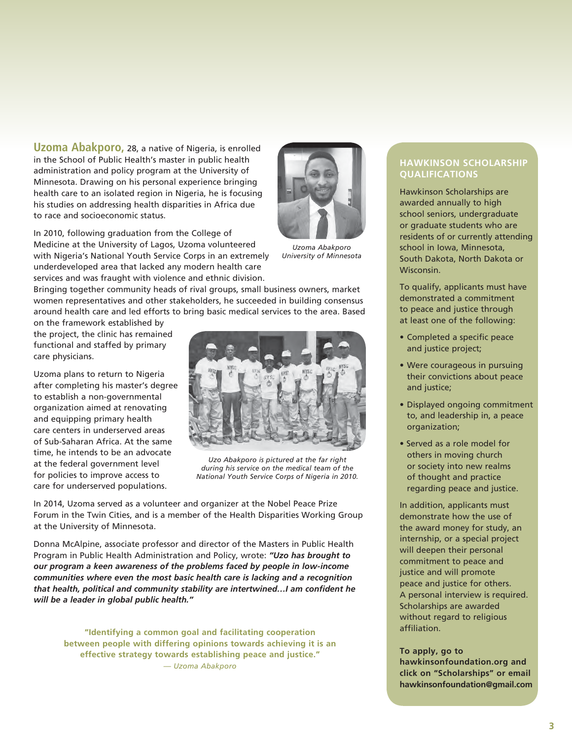**Uzoma Abakporo,** 28, a native of Nigeria, is enrolled in the School of Public Health's master in public health administration and policy program at the University of Minnesota. Drawing on his personal experience bringing health care to an isolated region in Nigeria, he is focusing his studies on addressing health disparities in Africa due to race and socioeconomic status.

*Uzoma Abakporo*
*University of Minnesota*

In 2010, following graduation from the College of Medicine at the University of Lagos, Uzoma volunteered with Nigeria's National Youth Service Corps in an extremely underdeveloped area that lacked any modern health care services and was fraught with violence and ethnic division. Bringing together community heads of rival groups, small business owners, market women representatives and other stakeholders, he succeeded in building consensus around health care and led efforts to bring basic medical services to the area. Based on the framework established by the project, the clinic has remained functional and staffed by primary care physicians.

Uzoma plans to return to Nigeria after completing his master's degree to establish a non-governmental organization aimed at renovating and equipping primary health care centers in underserved areas of Sub-Saharan Africa. At the same time, he intends to be an advocate at the federal government level for policies to improve access to care for underserved populations.

*Uzo Abakporo is pictured at the far right during his service on the medical team of the National Youth Service Corps of Nigeria in 2010.*

In 2014, Uzoma served as a volunteer and organizer at the Nobel Peace Prize Forum in the Twin Cities, and is a member of the Health Disparities Working Group at the University of Minnesota.

Donna McAlpine, associate professor and director of the Masters in Public Health Program in Public Health Administration and Policy, wrote: ***"Uzo has brought to our program a keen awareness of the problems faced by people in low-income communities where even the most basic health care is lacking and a recognition that health, political and community stability are intertwined…I am confident he will be a leader in global public health."***

> **"Identifying a common goal and facilitating cooperation between people with differing opinions towards achieving it is an effective strategy towards establishing peace and justice."**
> *— Uzoma Abakporo*

## HAWKINSON SCHOLARSHIP QUALIFICATIONS

Hawkinson Scholarships are awarded annually to high school seniors, undergraduate or graduate students who are residents of or currently attending school in Iowa, Minnesota, South Dakota, North Dakota or Wisconsin.

To qualify, applicants must have demonstrated a commitment to peace and justice through at least one of the following:

- Completed a specific peace and justice project;
- Were courageous in pursuing their convictions about peace and justice;
- Displayed ongoing commitment to, and leadership in, a peace organization;
- Served as a role model for others in moving church or society into new realms of thought and practice regarding peace and justice.

In addition, applicants must demonstrate how the use of the award money for study, an internship, or a special project will deepen their personal commitment to peace and justice and will promote peace and justice for others. A personal interview is required. Scholarships are awarded without regard to religious affiliation.

**To apply, go to hawkinsonfoundation.org and click on "Scholarships" or email hawkinsonfoundation@gmail.com**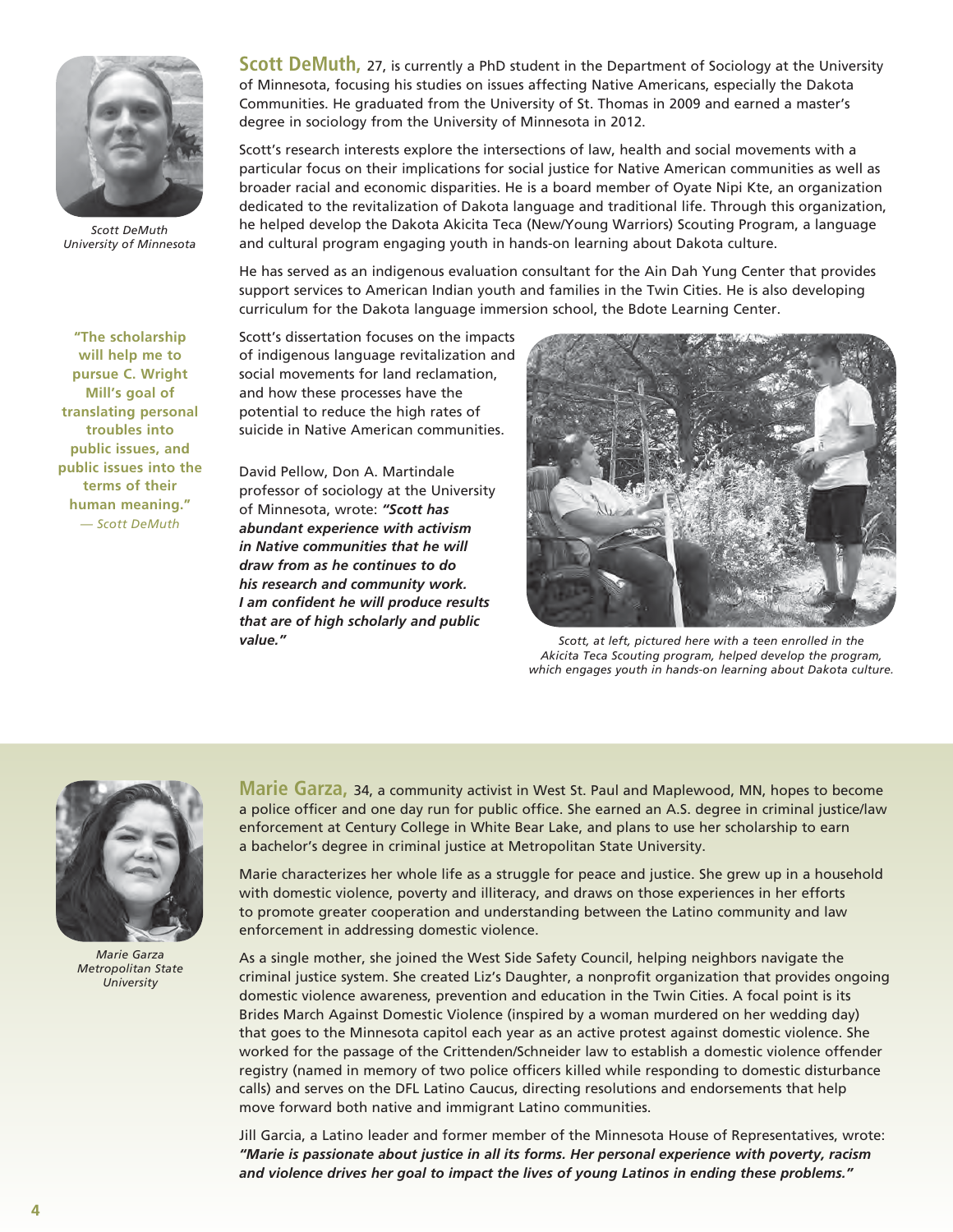Scott DeMuth
*University of Minnesota*

**Scott DeMuth,** 27, is currently a PhD student in the Department of Sociology at the University of Minnesota, focusing his studies on issues affecting Native Americans, especially the Dakota Communities. He graduated from the University of St. Thomas in 2009 and earned a master's degree in sociology from the University of Minnesota in 2012.

Scott's research interests explore the intersections of law, health and social movements with a particular focus on their implications for social justice for Native American communities as well as broader racial and economic disparities. He is a board member of Oyate Nipi Kte, an organization dedicated to the revitalization of Dakota language and traditional life. Through this organization, he helped develop the Dakota Akicita Teca (New/Young Warriors) Scouting Program, a language and cultural program engaging youth in hands-on learning about Dakota culture.

He has served as an indigenous evaluation consultant for the Ain Dah Yung Center that provides support services to American Indian youth and families in the Twin Cities. He is also developing curriculum for the Dakota language immersion school, the Bdote Learning Center.

**"The scholarship will help me to pursue C. Wright Mill's goal of translating personal troubles into public issues, and public issues into the terms of their human meaning."**
*— Scott DeMuth*

Scott's dissertation focuses on the impacts of indigenous language revitalization and social movements for land reclamation, and how these processes have the potential to reduce the high rates of suicide in Native American communities.

David Pellow, Don A. Martindale professor of sociology at the University of Minnesota, wrote: ***"Scott has abundant experience with activism in Native communities that he will draw from as he continues to do his research and community work. I am confident he will produce results that are of high scholarly and public value."***

*Scott, at left, pictured here with a teen enrolled in the Akicita Teca Scouting program, helped develop the program, which engages youth in hands-on learning about Dakota culture.*

---

Marie Garza
*Metropolitan State University*

**Marie Garza,** 34, a community activist in West St. Paul and Maplewood, MN, hopes to become a police officer and one day run for public office. She earned an A.S. degree in criminal justice/law enforcement at Century College in White Bear Lake, and plans to use her scholarship to earn a bachelor's degree in criminal justice at Metropolitan State University.

Marie characterizes her whole life as a struggle for peace and justice. She grew up in a household with domestic violence, poverty and illiteracy, and draws on those experiences in her efforts to promote greater cooperation and understanding between the Latino community and law enforcement in addressing domestic violence.

As a single mother, she joined the West Side Safety Council, helping neighbors navigate the criminal justice system. She created Liz's Daughter, a nonprofit organization that provides ongoing domestic violence awareness, prevention and education in the Twin Cities. A focal point is its Brides March Against Domestic Violence (inspired by a woman murdered on her wedding day) that goes to the Minnesota capitol each year as an active protest against domestic violence. She worked for the passage of the Crittenden/Schneider law to establish a domestic violence offender registry (named in memory of two police officers killed while responding to domestic disturbance calls) and serves on the DFL Latino Caucus, directing resolutions and endorsements that help move forward both native and immigrant Latino communities.

Jill Garcia, a Latino leader and former member of the Minnesota House of Representatives, wrote: ***"Marie is passionate about justice in all its forms. Her personal experience with poverty, racism and violence drives her goal to impact the lives of young Latinos in ending these problems."***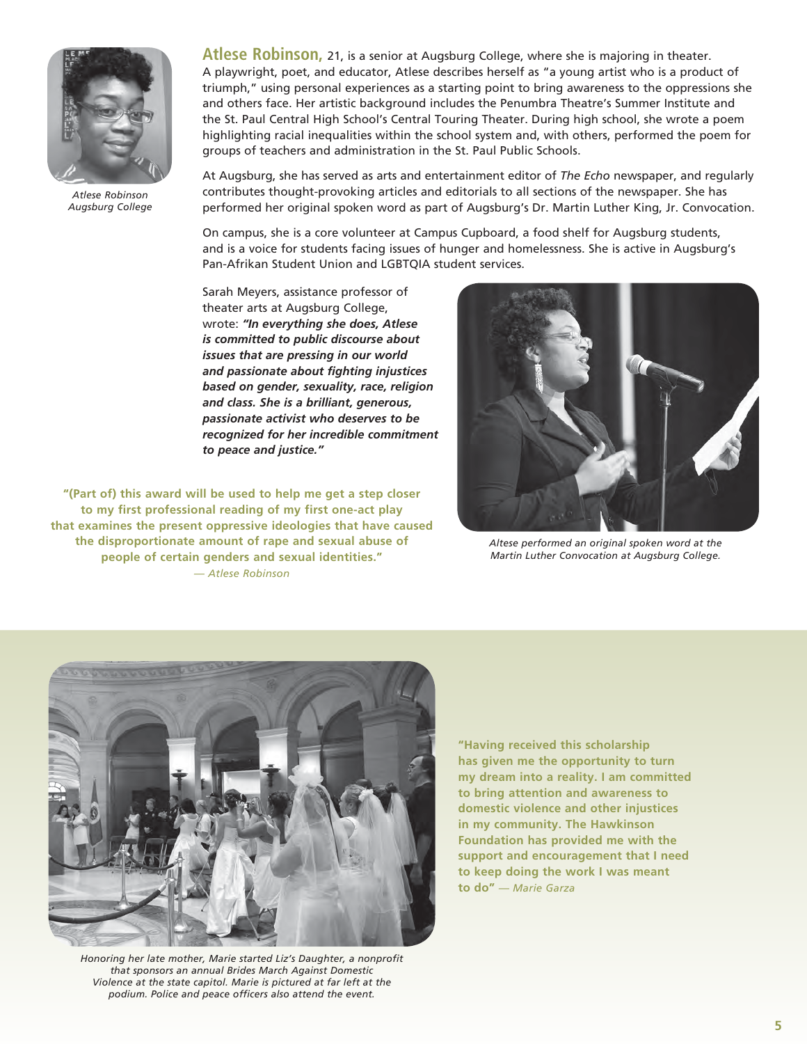Atlese Robinson
Augsburg College

**Atlese Robinson,** 21, is a senior at Augsburg College, where she is majoring in theater. A playwright, poet, and educator, Atlese describes herself as "a young artist who is a product of triumph," using personal experiences as a starting point to bring awareness to the oppressions she and others face. Her artistic background includes the Penumbra Theatre's Summer Institute and the St. Paul Central High School's Central Touring Theater. During high school, she wrote a poem highlighting racial inequalities within the school system and, with others, performed the poem for groups of teachers and administration in the St. Paul Public Schools.

At Augsburg, she has served as arts and entertainment editor of *The Echo* newspaper, and regularly contributes thought-provoking articles and editorials to all sections of the newspaper. She has performed her original spoken word as part of Augsburg's Dr. Martin Luther King, Jr. Convocation.

On campus, she is a core volunteer at Campus Cupboard, a food shelf for Augsburg students, and is a voice for students facing issues of hunger and homelessness. She is active in Augsburg's Pan-Afrikan Student Union and LGBTQIA student services.

Sarah Meyers, assistance professor of theater arts at Augsburg College, wrote: ***"In everything she does, Atlese is committed to public discourse about issues that are pressing in our world and passionate about fighting injustices based on gender, sexuality, race, religion and class. She is a brilliant, generous, passionate activist who deserves to be recognized for her incredible commitment to peace and justice."***

*Altese performed an original spoken word at the Martin Luther Convocation at Augsburg College.*

**"(Part of) this award will be used to help me get a step closer to my first professional reading of my first one-act play that examines the present oppressive ideologies that have caused the disproportionate amount of rape and sexual abuse of people of certain genders and sexual identities."** *— Atlese Robinson*

*Honoring her late mother, Marie started Liz's Daughter, a nonprofit that sponsors an annual Brides March Against Domestic Violence at the state capitol. Marie is pictured at far left at the podium. Police and peace officers also attend the event.*

**"Having received this scholarship has given me the opportunity to turn my dream into a reality. I am committed to bring attention and awareness to domestic violence and other injustices in my community. The Hawkinson Foundation has provided me with the support and encouragement that I need to keep doing the work I was meant to do"** *— Marie Garza*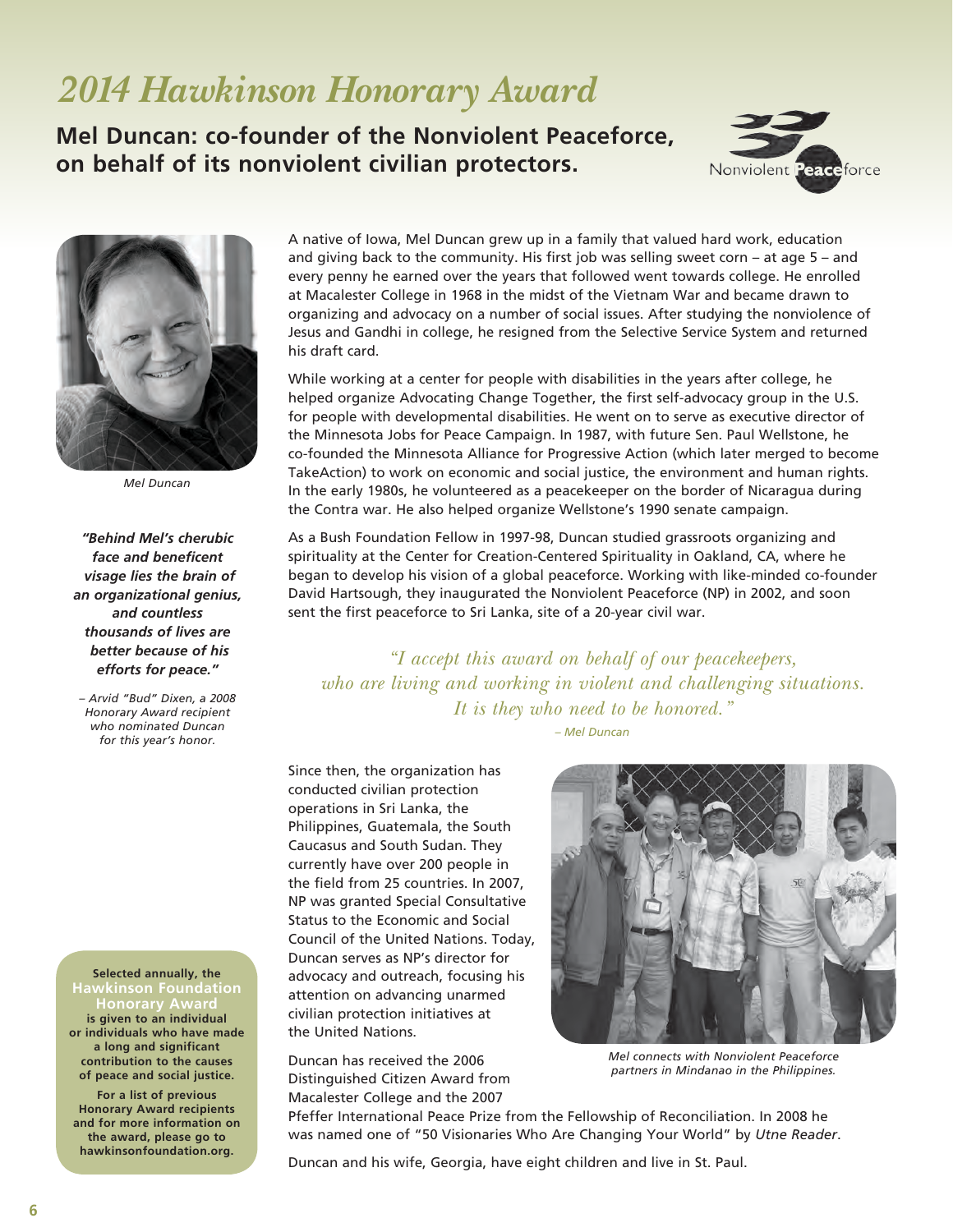# 2014 Hawkinson Honorary Award

**Mel Duncan: co-founder of the Nonviolent Peaceforce, on behalf of its nonviolent civilian protectors.**

Nonviolent Peaceforce

*Mel Duncan*

***"Behind Mel's cherubic face and beneficent visage lies the brain of an organizational genius, and countless thousands of lives are better because of his efforts for peace."***

*– Arvid "Bud" Dixen, a 2008 Honorary Award recipient who nominated Duncan for this year's honor.*

A native of Iowa, Mel Duncan grew up in a family that valued hard work, education and giving back to the community. His first job was selling sweet corn – at age 5 – and every penny he earned over the years that followed went towards college. He enrolled at Macalester College in 1968 in the midst of the Vietnam War and became drawn to organizing and advocacy on a number of social issues. After studying the nonviolence of Jesus and Gandhi in college, he resigned from the Selective Service System and returned his draft card.

While working at a center for people with disabilities in the years after college, he helped organize Advocating Change Together, the first self-advocacy group in the U.S. for people with developmental disabilities. He went on to serve as executive director of the Minnesota Jobs for Peace Campaign. In 1987, with future Sen. Paul Wellstone, he co-founded the Minnesota Alliance for Progressive Action (which later merged to become TakeAction) to work on economic and social justice, the environment and human rights. In the early 1980s, he volunteered as a peacekeeper on the border of Nicaragua during the Contra war. He also helped organize Wellstone's 1990 senate campaign.

As a Bush Foundation Fellow in 1997-98, Duncan studied grassroots organizing and spirituality at the Center for Creation-Centered Spirituality in Oakland, CA, where he began to develop his vision of a global peaceforce. Working with like-minded co-founder David Hartsough, they inaugurated the Nonviolent Peaceforce (NP) in 2002, and soon sent the first peaceforce to Sri Lanka, site of a 20-year civil war.

> *"I accept this award on behalf of our peacekeepers, who are living and working in violent and challenging situations. It is they who need to be honored."*
>
> *– Mel Duncan*

Since then, the organization has conducted civilian protection operations in Sri Lanka, the Philippines, Guatemala, the South Caucasus and South Sudan. They currently have over 200 people in the field from 25 countries. In 2007, NP was granted Special Consultative Status to the Economic and Social Council of the United Nations. Today, Duncan serves as NP's director for advocacy and outreach, focusing his attention on advancing unarmed civilian protection initiatives at the United Nations.

*Mel connects with Nonviolent Peaceforce partners in Mindanao in the Philippines.*

Duncan has received the 2006 Distinguished Citizen Award from Macalester College and the 2007 Pfeffer International Peace Prize from the Fellowship of Reconciliation. In 2008 he was named one of "50 Visionaries Who Are Changing Your World" by *Utne Reader*.

Duncan and his wife, Georgia, have eight children and live in St. Paul.

**Selected annually, the Hawkinson Foundation Honorary Award is given to an individual or individuals who have made a long and significant contribution to the causes of peace and social justice.**

**For a list of previous Honorary Award recipients and for more information on the award, please go to hawkinsonfoundation.org.**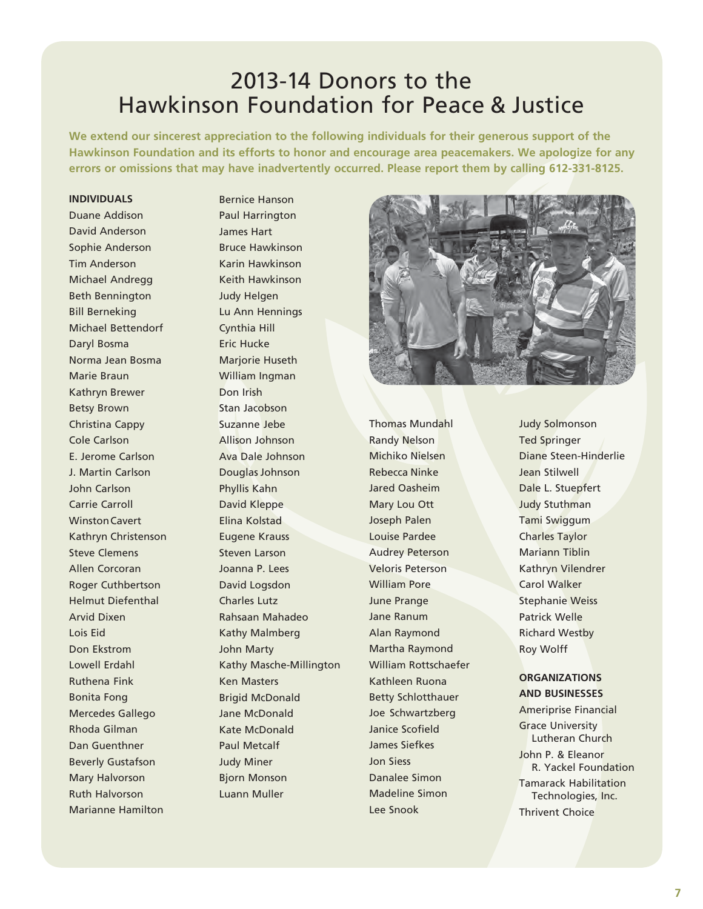# 2013-14 Donors to the Hawkinson Foundation for Peace & Justice

**We extend our sincerest appreciation to the following individuals for their generous support of the Hawkinson Foundation and its efforts to honor and encourage area peacemakers. We apologize for any errors or omissions that may have inadvertently occurred. Please report them by calling 612-331-8125.**

**INDIVIDUALS**

Duane Addison
David Anderson
Sophie Anderson
Tim Anderson
Michael Andregg
Beth Bennington
Bill Berneking
Michael Bettendorf
Daryl Bosma
Norma Jean Bosma
Marie Braun
Kathryn Brewer
Betsy Brown
Christina Cappy
Cole Carlson
E. Jerome Carlson
J. Martin Carlson
John Carlson
Carrie Carroll
Winston Cavert
Kathryn Christenson
Steve Clemens
Allen Corcoran
Roger Cuthbertson
Helmut Diefenthal
Arvid Dixen
Lois Eid
Don Ekstrom
Lowell Erdahl
Ruthena Fink
Bonita Fong
Mercedes Gallego
Rhoda Gilman
Dan Guenthner
Beverly Gustafson
Mary Halvorson
Ruth Halvorson
Marianne Hamilton
Bernice Hanson
Paul Harrington
James Hart
Bruce Hawkinson
Karin Hawkinson
Keith Hawkinson
Judy Helgen
Lu Ann Hennings
Cynthia Hill
Eric Hucke
Marjorie Huseth
William Ingman
Don Irish
Stan Jacobson
Suzanne Jebe
Allison Johnson
Ava Dale Johnson
Douglas Johnson
Phyllis Kahn
David Kleppe
Elina Kolstad
Eugene Krauss
Steven Larson
Joanna P. Lees
David Logsdon
Charles Lutz
Rahsaan Mahadeo
Kathy Malmberg
John Marty
Kathy Masche-Millington
Ken Masters
Brigid McDonald
Jane McDonald
Kate McDonald
Paul Metcalf
Judy Miner
Bjorn Monson
Luann Muller
Thomas Mundahl
Randy Nelson
Michiko Nielsen
Rebecca Ninke
Jared Oasheim
Mary Lou Ott
Joseph Palen
Louise Pardee
Audrey Peterson
Veloris Peterson
William Pore
June Prange
Jane Ranum
Alan Raymond
Martha Raymond
William Rottschaefer
Kathleen Ruona
Betty Schlotthauer
Joe Schwartzberg
Janice Scofield
James Siefkes
Jon Siess
Danalee Simon
Madeline Simon
Lee Snook
Judy Solmonson
Ted Springer
Diane Steen-Hinderlie
Jean Stilwell
Dale L. Stuepfert
Judy Stuthman
Tami Swiggum
Charles Taylor
Mariann Tiblin
Kathryn Vilendrer
Carol Walker
Stephanie Weiss
Patrick Welle
Richard Westby
Roy Wolff

**ORGANIZATIONS AND BUSINESSES**

Ameriprise Financial
Grace University Lutheran Church
John P. & Eleanor R. Yackel Foundation
Tamarack Habilitation Technologies, Inc.
Thrivent Choice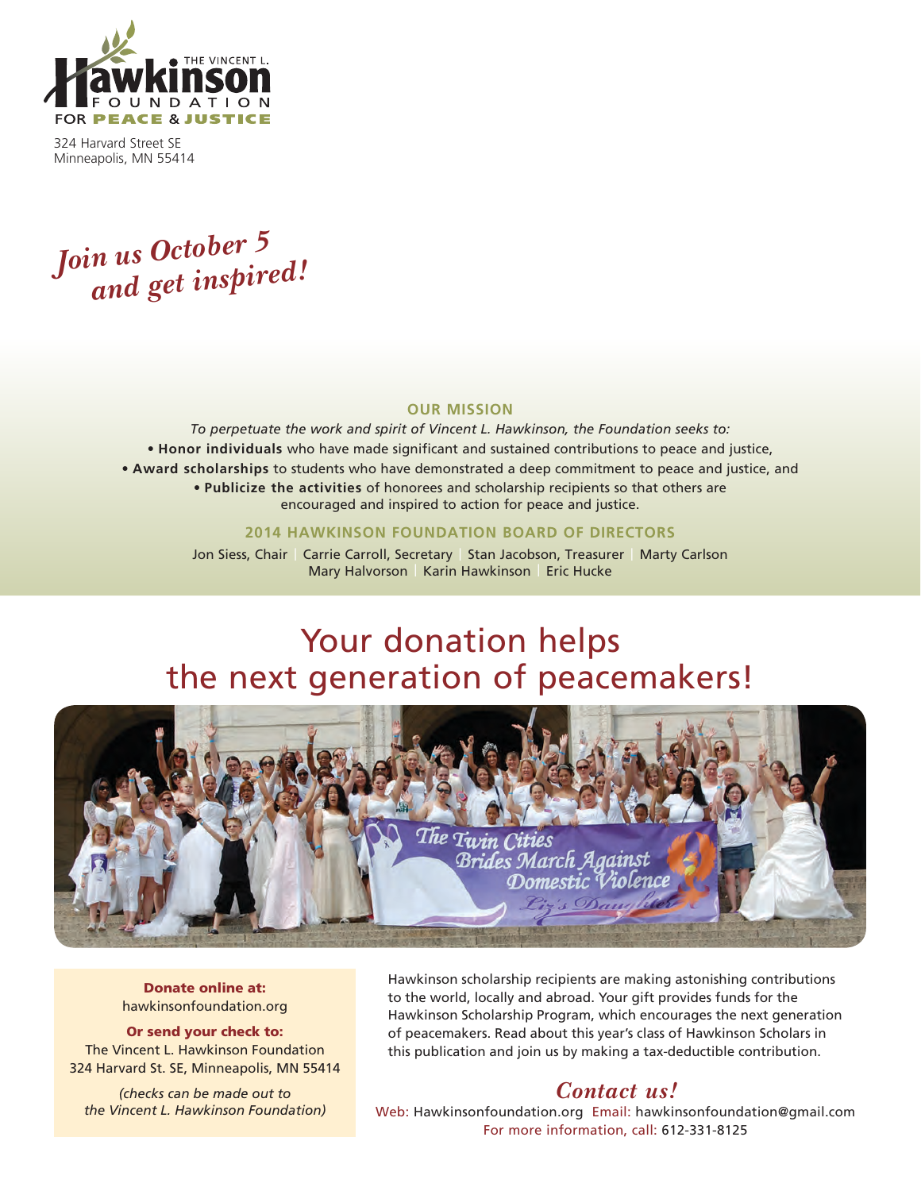THE VINCENT L. Hawkinson FOUNDATION FOR PEACE & JUSTICE

324 Harvard Street SE
Minneapolis, MN 55414

*Join us October 5 and get inspired!*

## OUR MISSION

*To perpetuate the work and spirit of Vincent L. Hawkinson, the Foundation seeks to:*

- **Honor individuals** who have made significant and sustained contributions to peace and justice,
- **Award scholarships** to students who have demonstrated a deep commitment to peace and justice, and
- **Publicize the activities** of honorees and scholarship recipients so that others are encouraged and inspired to action for peace and justice.

## 2014 HAWKINSON FOUNDATION BOARD OF DIRECTORS

Jon Siess, Chair | Carrie Carroll, Secretary | Stan Jacobson, Treasurer | Marty Carlson | Mary Halvorson | Karin Hawkinson | Eric Hucke

# Your donation helps the next generation of peacemakers!

**Donate online at:**
hawkinsonfoundation.org

**Or send your check to:**
The Vincent L. Hawkinson Foundation
324 Harvard St. SE, Minneapolis, MN 55414

*(checks can be made out to the Vincent L. Hawkinson Foundation)*

Hawkinson scholarship recipients are making astonishing contributions to the world, locally and abroad. Your gift provides funds for the Hawkinson Scholarship Program, which encourages the next generation of peacemakers. Read about this year's class of Hawkinson Scholars in this publication and join us by making a tax-deductible contribution.

## *Contact us!*

Web: Hawkinsonfoundation.org Email: hawkinsonfoundation@gmail.com
For more information, call: 612-331-8125